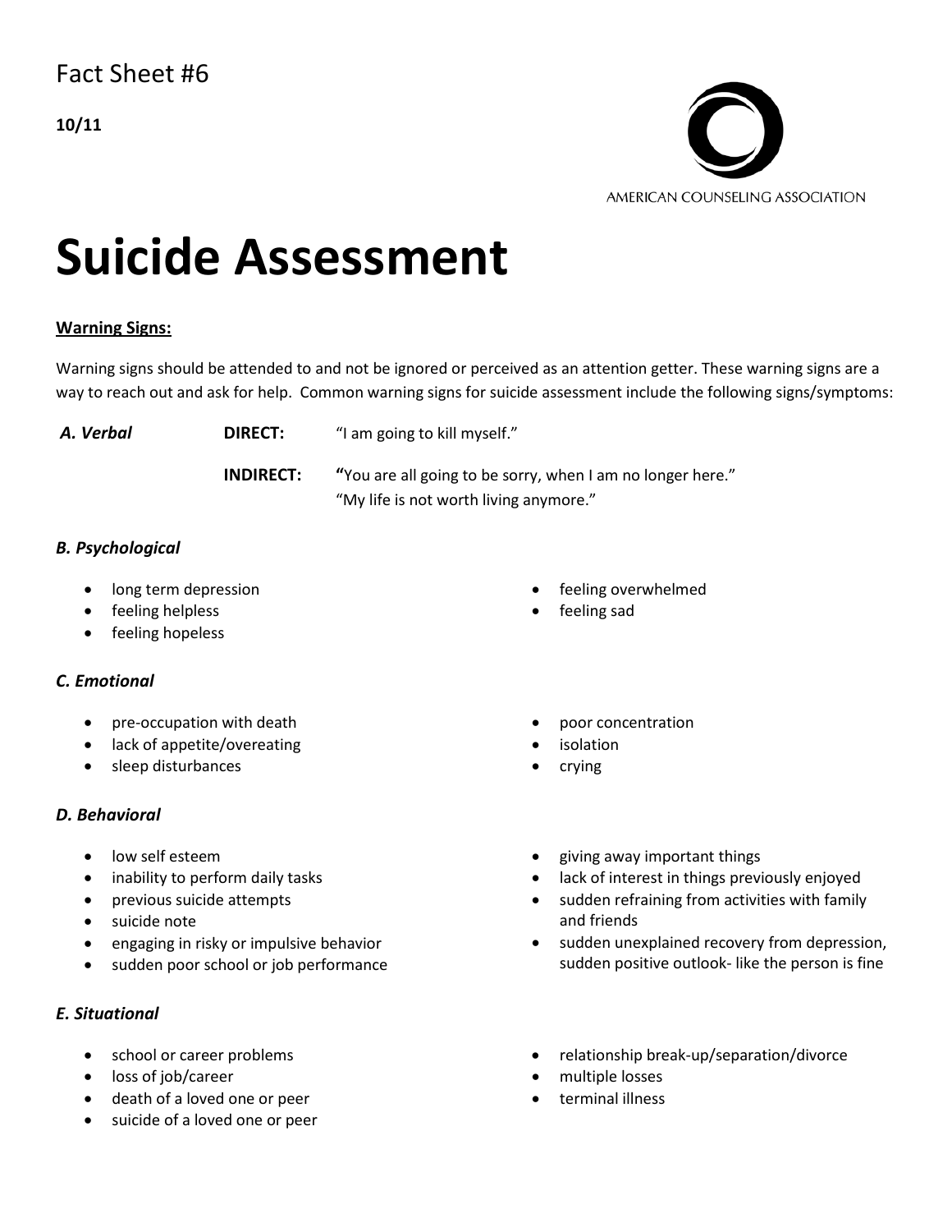Fact Sheet #6

**10/11**

AMERICAN COUNSELING ASSOCIATION

# Suicide Assessment

**Warning Signs:**

Warning signs should be attended to and not be ignored or perceived as an attention getter. These warning signs are a way to reach out and ask for help. Common warning signs for suicide assessment include the following signs/symptoms:

***A. Verbal***

**DIRECT:** "I am going to kill myself."

**INDIRECT:** "You are all going to be sorry, when I am no longer here."
"My life is not worth living anymore."

***B. Psychological***

- long term depression
- feeling helpless
- feeling hopeless
- feeling overwhelmed
- feeling sad

***C. Emotional***

- pre-occupation with death
- lack of appetite/overeating
- sleep disturbances
- poor concentration
- isolation
- crying

***D. Behavioral***

- low self esteem
- inability to perform daily tasks
- previous suicide attempts
- suicide note
- engaging in risky or impulsive behavior
- sudden poor school or job performance
- giving away important things
- lack of interest in things previously enjoyed
- sudden refraining from activities with family and friends
- sudden unexplained recovery from depression, sudden positive outlook- like the person is fine

***E. Situational***

- school or career problems
- loss of job/career
- death of a loved one or peer
- suicide of a loved one or peer
- relationship break-up/separation/divorce
- multiple losses
- terminal illness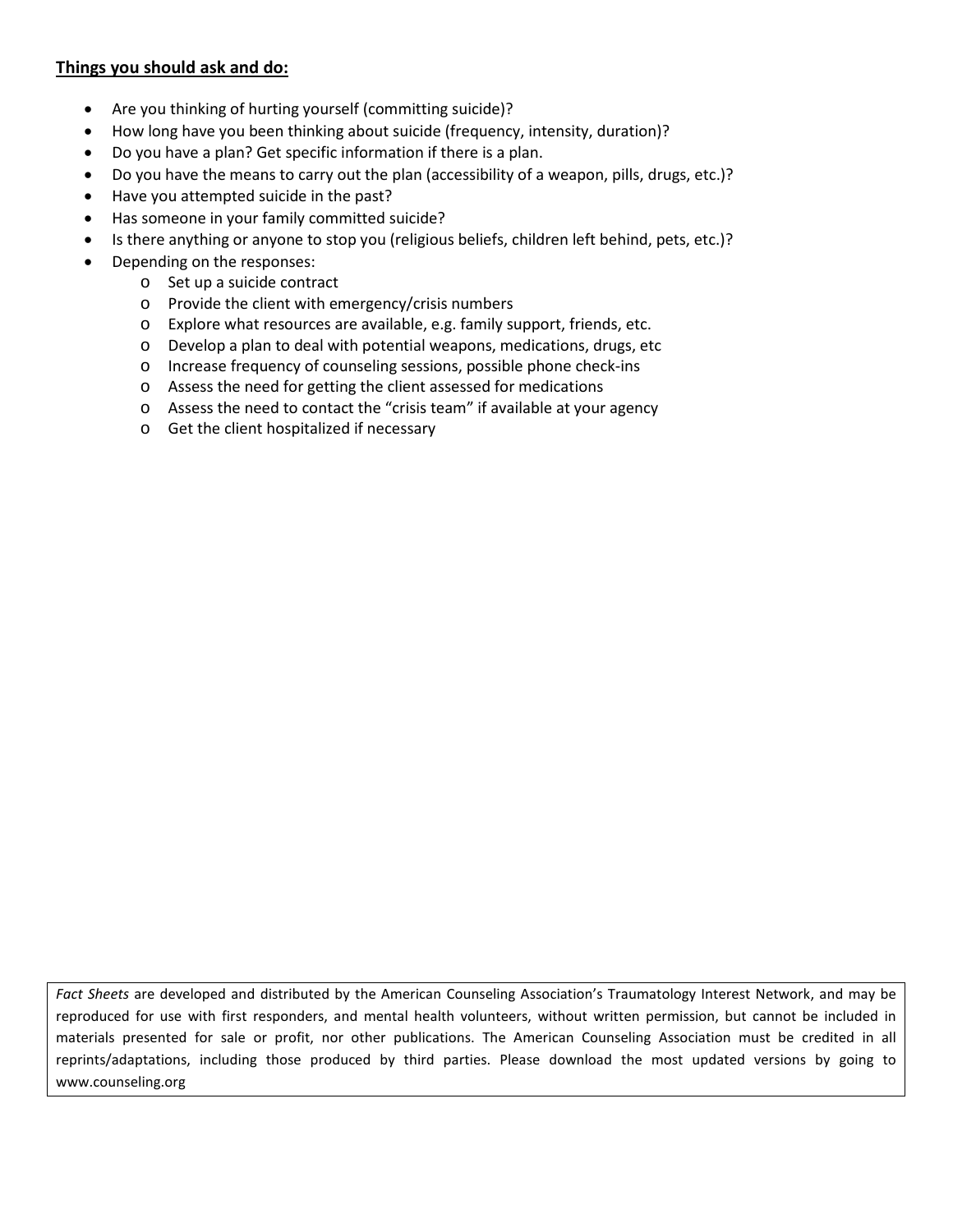**Things you should ask and do:**

- Are you thinking of hurting yourself (committing suicide)?
- How long have you been thinking about suicide (frequency, intensity, duration)?
- Do you have a plan? Get specific information if there is a plan.
- Do you have the means to carry out the plan (accessibility of a weapon, pills, drugs, etc.)?
- Have you attempted suicide in the past?
- Has someone in your family committed suicide?
- Is there anything or anyone to stop you (religious beliefs, children left behind, pets, etc.)?
- Depending on the responses:
  - Set up a suicide contract
  - Provide the client with emergency/crisis numbers
  - Explore what resources are available, e.g. family support, friends, etc.
  - Develop a plan to deal with potential weapons, medications, drugs, etc
  - Increase frequency of counseling sessions, possible phone check-ins
  - Assess the need for getting the client assessed for medications
  - Assess the need to contact the "crisis team" if available at your agency
  - Get the client hospitalized if necessary

*Fact Sheets* are developed and distributed by the American Counseling Association's Traumatology Interest Network, and may be reproduced for use with first responders, and mental health volunteers, without written permission, but cannot be included in materials presented for sale or profit, nor other publications. The American Counseling Association must be credited in all reprints/adaptations, including those produced by third parties. Please download the most updated versions by going to www.counseling.org